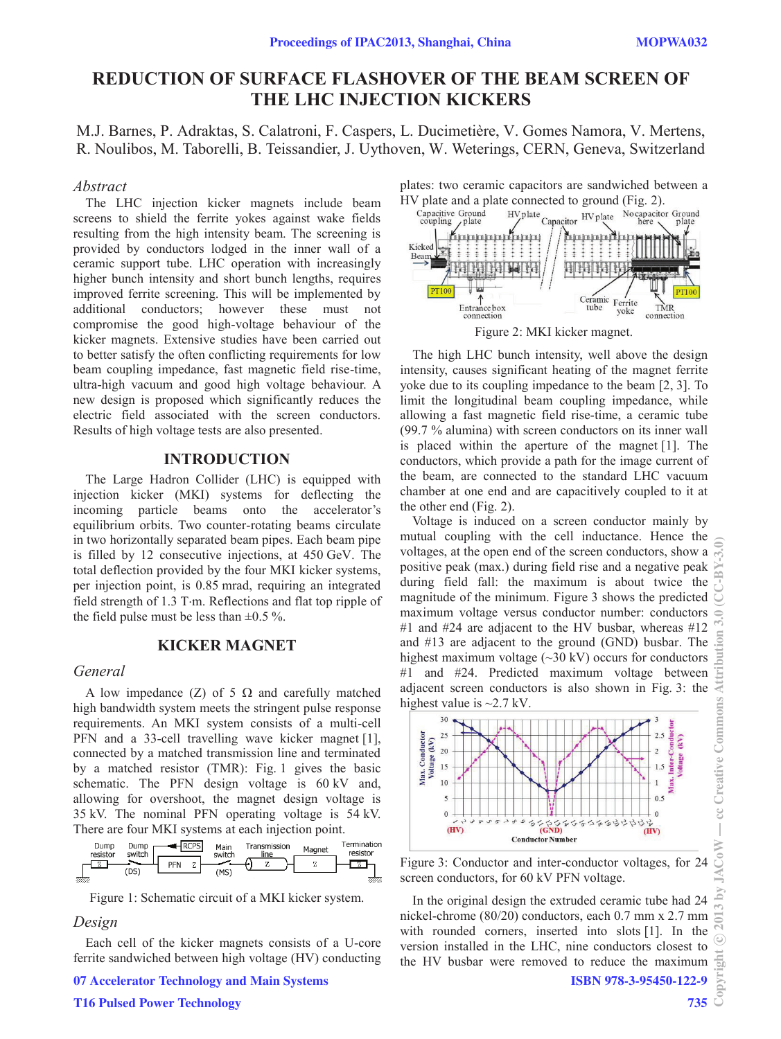# REDUCTION OF SURFACE FLASHOVER OF THE BEAM SCREEN OF THE LHC INJECTION KICKERS

M.J. Barnes, P. Adraktas, S. Calatroni, F. Caspers, L. Ducimetière, V. Gomes Namora, V. Mertens, R. Noulibos, M. Taborelli, B. Teissandier, J. Uythoven, W. Weterings, CERN, Geneva, Switzerland

## *Abstract*

The LHC injection kicker magnets include beam screens to shield the ferrite yokes against wake fields resulting from the high intensity beam. The screening is provided by conductors lodged in the inner wall of a ceramic support tube. LHC operation with increasingly higher bunch intensity and short bunch lengths, requires improved ferrite screening. This will be implemented by additional conductors; however these must not compromise the good high-voltage behaviour of the kicker magnets. Extensive studies have been carried out to better satisfy the often conflicting requirements for low beam coupling impedance, fast magnetic field rise-time, ultra-high vacuum and good high voltage behaviour. A new design is proposed which significantly reduces the electric field associated with the screen conductors. Results of high voltage tests are also presented.

## INTRODUCTION

The Large Hadron Collider (LHC) is equipped with injection kicker (MKI) systems for deflecting the incoming particle beams onto the accelerator's equilibrium orbits. Two counter-rotating beams circulate in two horizontally separated beam pipes. Each beam pipe is filled by 12 consecutive injections, at 450 GeV. The total deflection provided by the four MKI kicker systems, per injection point, is 0.85 mrad, requiring an integrated field strength of 1.3 T·m. Reflections and flat top ripple of the field pulse must be less than ±0.5 %.

## KICKER MAGNET

### *General*

A low impedance (Z) of 5 Ω and carefully matched high bandwidth system meets the stringent pulse response requirements. An MKI system consists of a multi-cell PFN and a 33-cell travelling wave kicker magnet [1], connected by a matched transmission line and terminated by a matched resistor (TMR): Fig. 1 gives the basic schematic. The PFN design voltage is 60 kV and, allowing for overshoot, the magnet design voltage is 35 kV. The nominal PFN operating voltage is 54 kV. There are four MKI systems at each injection point.

Figure 1: Schematic circuit of a MKI kicker system.

### *Design*

Each cell of the kicker magnets consists of a U-core ferrite sandwiched between high voltage (HV) conducting plates: two ceramic capacitors are sandwiched between a HV plate and a plate connected to ground (Fig. 2).

Figure 2: MKI kicker magnet.

The high LHC bunch intensity, well above the design intensity, causes significant heating of the magnet ferrite yoke due to its coupling impedance to the beam [2, 3]. To limit the longitudinal beam coupling impedance, while allowing a fast magnetic field rise-time, a ceramic tube (99.7 % alumina) with screen conductors on its inner wall is placed within the aperture of the magnet [1]. The conductors, which provide a path for the image current of the beam, are connected to the standard LHC vacuum chamber at one end and are capacitively coupled to it at the other end (Fig. 2).

Voltage is induced on a screen conductor mainly by mutual coupling with the cell inductance. Hence the voltages, at the open end of the screen conductors, show a positive peak (max.) during field rise and a negative peak during field fall: the maximum is about twice the magnitude of the minimum. Figure 3 shows the predicted maximum voltage versus conductor number: conductors #1 and #24 are adjacent to the HV busbar, whereas #12 and #13 are adjacent to the ground (GND) busbar. The highest maximum voltage (~30 kV) occurs for conductors #1 and #24. Predicted maximum voltage between adjacent screen conductors is also shown in Fig. 3: the highest value is ~2.7 kV.

Figure 3: Conductor and inter-conductor voltages, for 24 screen conductors, for 60 kV PFN voltage.

In the original design the extruded ceramic tube had 24 nickel-chrome (80/20) conductors, each 0.7 mm x 2.7 mm with rounded corners, inserted into slots [1]. In the version installed in the LHC, nine conductors closest to the HV busbar were removed to reduce the maximum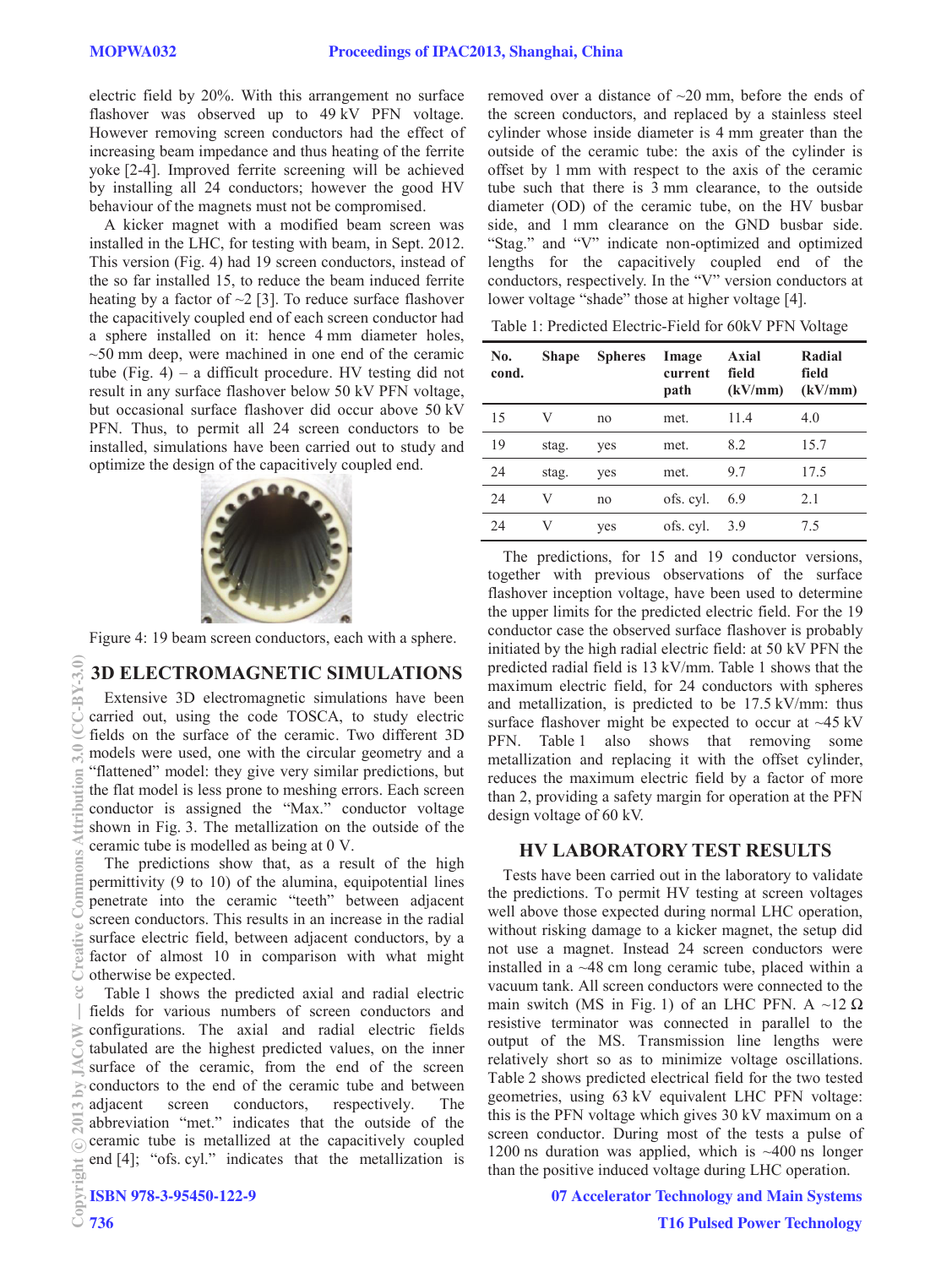electric field by 20%. With this arrangement no surface flashover was observed up to 49 kV PFN voltage. However removing screen conductors had the effect of increasing beam impedance and thus heating of the ferrite yoke [2-4]. Improved ferrite screening will be achieved by installing all 24 conductors; however the good HV behaviour of the magnets must not be compromised.

A kicker magnet with a modified beam screen was installed in the LHC, for testing with beam, in Sept. 2012. This version (Fig. 4) had 19 screen conductors, instead of the so far installed 15, to reduce the beam induced ferrite heating by a factor of ~2 [3]. To reduce surface flashover the capacitively coupled end of each screen conductor had a sphere installed on it: hence 4 mm diameter holes, ~50 mm deep, were machined in one end of the ceramic tube (Fig. 4) – a difficult procedure. HV testing did not result in any surface flashover below 50 kV PFN voltage, but occasional surface flashover did occur above 50 kV PFN. Thus, to permit all 24 screen conductors to be installed, simulations have been carried out to study and optimize the design of the capacitively coupled end.

Figure 4: 19 beam screen conductors, each with a sphere.

## 3D ELECTROMAGNETIC SIMULATIONS

Extensive 3D electromagnetic simulations have been carried out, using the code TOSCA, to study electric fields on the surface of the ceramic. Two different 3D models were used, one with the circular geometry and a "flattened" model: they give very similar predictions, but the flat model is less prone to meshing errors. Each screen conductor is assigned the "Max." conductor voltage shown in Fig. 3. The metallization on the outside of the ceramic tube is modelled as being at 0 V.

The predictions show that, as a result of the high permittivity (9 to 10) of the alumina, equipotential lines penetrate into the ceramic "teeth" between adjacent screen conductors. This results in an increase in the radial surface electric field, between adjacent conductors, by a factor of almost 10 in comparison with what might otherwise be expected.

Table 1 shows the predicted axial and radial electric fields for various numbers of screen conductors and configurations. The axial and radial electric fields tabulated are the highest predicted values, on the inner surface of the ceramic, from the end of the screen conductors to the end of the ceramic tube and between adjacent screen conductors, respectively. The abbreviation "met." indicates that the outside of the ceramic tube is metallized at the capacitively coupled end [4]; "ofs. cyl." indicates that the metallization is removed over a distance of ~20 mm, before the ends of the screen conductors, and replaced by a stainless steel cylinder whose inside diameter is 4 mm greater than the outside of the ceramic tube: the axis of the cylinder is offset by 1 mm with respect to the axis of the ceramic tube such that there is 3 mm clearance, to the outside diameter (OD) of the ceramic tube, on the HV busbar side, and 1 mm clearance on the GND busbar side. "Stag." and "V" indicate non-optimized and optimized lengths for the capacitively coupled end of the conductors, respectively. In the "V" version conductors at lower voltage "shade" those at higher voltage [4].

Table 1: Predicted Electric-Field for 60kV PFN Voltage

| No. cond. | Shape | Spheres | Image current path | Axial field (kV/mm) | Radial field (kV/mm) |
|---|---|---|---|---|---|
| 15 | V | no | met. | 11.4 | 4.0 |
| 19 | stag. | yes | met. | 8.2 | 15.7 |
| 24 | stag. | yes | met. | 9.7 | 17.5 |
| 24 | V | no | ofs. cyl. | 6.9 | 2.1 |
| 24 | V | yes | ofs. cyl. | 3.9 | 7.5 |

The predictions, for 15 and 19 conductor versions, together with previous observations of the surface flashover inception voltage, have been used to determine the upper limits for the predicted electric field. For the 19 conductor case the observed surface flashover is probably initiated by the high radial electric field: at 50 kV PFN the predicted radial field is 13 kV/mm. Table 1 shows that the maximum electric field, for 24 conductors with spheres and metallization, is predicted to be 17.5 kV/mm: thus surface flashover might be expected to occur at ~45 kV PFN. Table 1 also shows that removing some metallization and replacing it with the offset cylinder, reduces the maximum electric field by a factor of more than 2, providing a safety margin for operation at the PFN design voltage of 60 kV.

## HV LABORATORY TEST RESULTS

Tests have been carried out in the laboratory to validate the predictions. To permit HV testing at screen voltages well above those expected during normal LHC operation, without risking damage to a kicker magnet, the setup did not use a magnet. Instead 24 screen conductors were installed in a ~48 cm long ceramic tube, placed within a vacuum tank. All screen conductors were connected to the main switch (MS in Fig. 1) of an LHC PFN. A ~12 Ω resistive terminator was connected in parallel to the output of the MS. Transmission line lengths were relatively short so as to minimize voltage oscillations. Table 2 shows predicted electrical field for the two tested geometries, using 63 kV equivalent LHC PFN voltage: this is the PFN voltage which gives 30 kV maximum on a screen conductor. During most of the tests a pulse of 1200 ns duration was applied, which is ~400 ns longer than the positive induced voltage during LHC operation.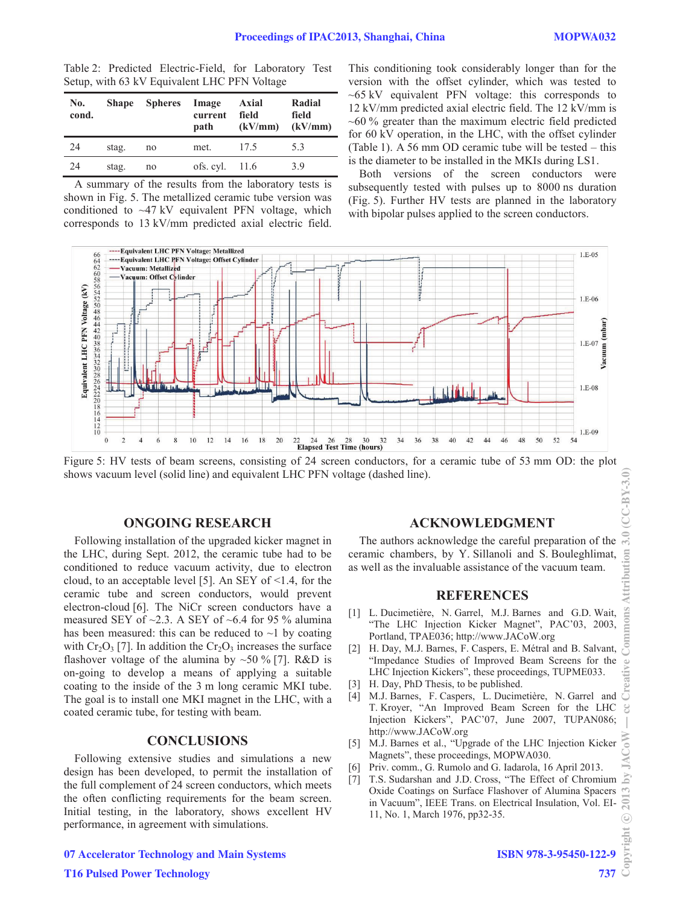Table 2: Predicted Electric-Field, for Laboratory Test Setup, with 63 kV Equivalent LHC PFN Voltage

| No. cond. | Shape | Spheres | Image current path | Axial field (kV/mm) | Radial field (kV/mm) |
|---|---|---|---|---|---|
| 24 | stag. | no | met. | 17.5 | 5.3 |
| 24 | stag. | no | ofs. cyl. | 11.6 | 3.9 |

A summary of the results from the laboratory tests is shown in Fig. 5. The metallized ceramic tube version was conditioned to ~47 kV equivalent PFN voltage, which corresponds to 13 kV/mm predicted axial electric field. This conditioning took considerably longer than for the version with the offset cylinder, which was tested to ~65 kV equivalent PFN voltage: this corresponds to 12 kV/mm predicted axial electric field. The 12 kV/mm is ~60 % greater than the maximum electric field predicted for 60 kV operation, in the LHC, with the offset cylinder (Table 1). A 56 mm OD ceramic tube will be tested – this is the diameter to be installed in the MKIs during LS1.

Both versions of the screen conductors were subsequently tested with pulses up to 8000 ns duration (Fig. 5). Further HV tests are planned in the laboratory with bipolar pulses applied to the screen conductors.

Equivalent LHC PFN Voltage: Metallized
Equivalent LHC PFN Voltage: Offset Cylinder
Vacuum: Metallized
Vacuum: Offset Cylinder
Equivalent LHC PFN Voltage (kV)
Vacuum (mbar)
Elapsed Test Time (hours)

Figure 5: HV tests of beam screens, consisting of 24 screen conductors, for a ceramic tube of 53 mm OD: the plot shows vacuum level (solid line) and equivalent LHC PFN voltage (dashed line).

## ONGOING RESEARCH

Following installation of the upgraded kicker magnet in the LHC, during Sept. 2012, the ceramic tube had to be conditioned to reduce vacuum activity, due to electron cloud, to an acceptable level [5]. An SEY of <1.4, for the ceramic tube and screen conductors, would prevent electron-cloud [6]. The NiCr screen conductors have a measured SEY of ~2.3. A SEY of ~6.4 for 95 % alumina has been measured: this can be reduced to ~1 by coating with $Cr_2O_3$ [7]. In addition the $Cr_2O_3$ increases the surface flashover voltage of the alumina by ~50 % [7]. R&D is on-going to develop a means of applying a suitable coating to the inside of the 3 m long ceramic MKI tube. The goal is to install one MKI magnet in the LHC, with a coated ceramic tube, for testing with beam.

## CONCLUSIONS

Following extensive studies and simulations a new design has been developed, to permit the installation of the full complement of 24 screen conductors, which meets the often conflicting requirements for the beam screen. Initial testing, in the laboratory, shows excellent HV performance, in agreement with simulations.

## ACKNOWLEDGMENT

The authors acknowledge the careful preparation of the ceramic chambers, by Y. Sillanoli and S. Bouleghlimat, as well as the invaluable assistance of the vacuum team.

## REFERENCES

[1] L. Ducimetière, N. Garrel, M.J. Barnes and G.D. Wait, "The LHC Injection Kicker Magnet", PAC'03, 2003, Portland, TPAE036; http://www.JACoW.org

[2] H. Day, M.J. Barnes, F. Caspers, E. Métral and B. Salvant, "Impedance Studies of Improved Beam Screens for the LHC Injection Kickers", these proceedings, TUPME033.

[3] H. Day, PhD Thesis, to be published.

[4] M.J. Barnes, F. Caspers, L. Ducimetière, N. Garrel and T. Kroyer, "An Improved Beam Screen for the LHC Injection Kickers", PAC'07, June 2007, TUPAN086; http://www.JACoW.org

[5] M.J. Barnes et al., "Upgrade of the LHC Injection Kicker Magnets", these proceedings, MOPWA030.

[6] Priv. comm., G. Rumolo and G. Iadarola, 16 April 2013.

[7] T.S. Sudarshan and J.D. Cross, "The Effect of Chromium Oxide Coatings on Surface Flashover of Alumina Spacers in Vacuum", IEEE Trans. on Electrical Insulation, Vol. EI-11, No. 1, March 1976, pp32-35.